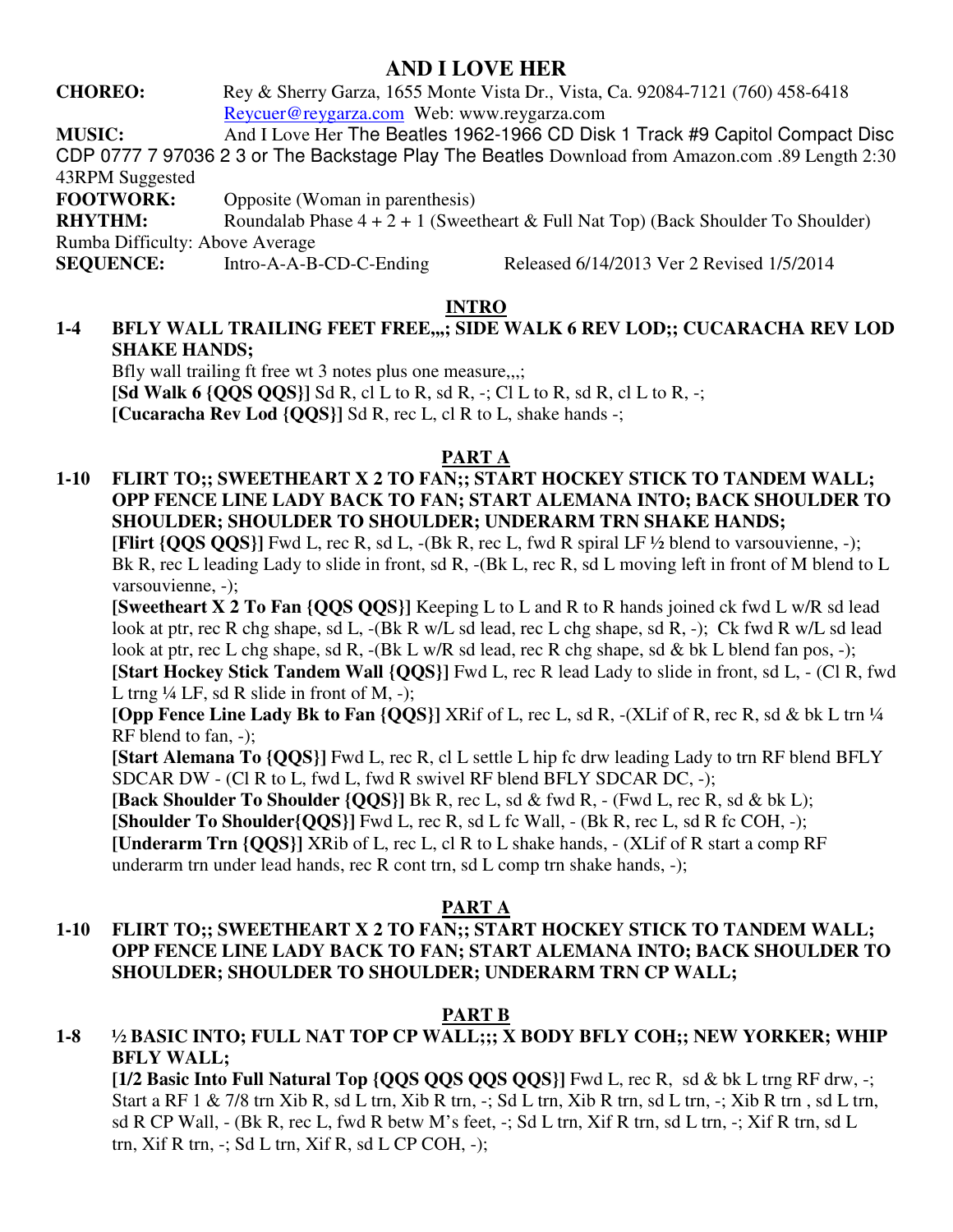# AND I LOVE HER

**CHOREO:** Rey & Sherry Garza, 1655 Monte Vista Dr., Vista, Ca. 92084-7121 (760) 458-6418 Reycuer@reygarza.com Web: www.reygarza.com

**MUSIC:** And I Love Her The Beatles 1962-1966 CD Disk 1 Track #9 Capitol Compact Disc CDP 0777 7 97036 2 3 or The Backstage Play The Beatles Download from Amazon.com .89 Length 2:30 43RPM Suggested

**FOOTWORK:** Opposite (Woman in parenthesis)

**RHYTHM:** Roundalab Phase 4 + 2 + 1 (Sweetheart & Full Nat Top) (Back Shoulder To Shoulder) Rumba Difficulty: Above Average

**SEQUENCE:** Intro-A-A-B-CD-C-Ending Released 6/14/2013 Ver 2 Revised 1/5/2014

## INTRO

**1-4 BFLY WALL TRAILING FEET FREE,,,; SIDE WALK 6 REV LOD;; CUCARACHA REV LOD SHAKE HANDS;**

Bfly wall trailing ft free wt 3 notes plus one measure,,,;

**[Sd Walk 6 {QQS QQS}]** Sd R, cl L to R, sd R, -; Cl L to R, sd R, cl L to R, -;

**[Cucaracha Rev Lod {QQS}]** Sd R, rec L, cl R to L, shake hands -;

## PART A

**1-10 FLIRT TO;; SWEETHEART X 2 TO FAN;; START HOCKEY STICK TO TANDEM WALL; OPP FENCE LINE LADY BACK TO FAN; START ALEMANA INTO; BACK SHOULDER TO SHOULDER; SHOULDER TO SHOULDER; UNDERARM TRN SHAKE HANDS;**

**[Flirt {QQS QQS}]** Fwd L, rec R, sd L, -(Bk R, rec L, fwd R spiral LF ½ blend to varsouvienne, -); Bk R, rec L leading Lady to slide in front, sd R, -(Bk L, rec R, sd L moving left in front of M blend to L varsouvienne, -);

**[Sweetheart X 2 To Fan {QQS QQS}]** Keeping L to L and R to R hands joined ck fwd L w/R sd lead look at ptr, rec R chg shape, sd L, -(Bk R w/L sd lead, rec L chg shape, sd R, -); Ck fwd R w/L sd lead look at ptr, rec L chg shape, sd R, -(Bk L w/R sd lead, rec R chg shape, sd & bk L blend fan pos, -);

**[Start Hockey Stick Tandem Wall {QQS}]** Fwd L, rec R lead Lady to slide in front, sd L, - (Cl R, fwd L trng ¼ LF, sd R slide in front of M, -);

**[Opp Fence Line Lady Bk to Fan {QQS}]** XRif of L, rec L, sd R, -(XLif of R, rec R, sd & bk L trn ¼ RF blend to fan, -);

**[Start Alemana To {QQS}]** Fwd L, rec R, cl L settle L hip fc drw leading Lady to trn RF blend BFLY SDCAR DW - (Cl R to L, fwd L, fwd R swivel RF blend BFLY SDCAR DC, -);

**[Back Shoulder To Shoulder {QQS}]** Bk R, rec L, sd & fwd R, - (Fwd L, rec R, sd & bk L);

**[Shoulder To Shoulder{QQS}]** Fwd L, rec R, sd L fc Wall, - (Bk R, rec L, sd R fc COH, -);

**[Underarm Trn {QQS}]** XRib of L, rec L, cl R to L shake hands, - (XLif of R start a comp RF underarm trn under lead hands, rec R cont trn, sd L comp trn shake hands, -);

## PART A

**1-10 FLIRT TO;; SWEETHEART X 2 TO FAN;; START HOCKEY STICK TO TANDEM WALL; OPP FENCE LINE LADY BACK TO FAN; START ALEMANA INTO; BACK SHOULDER TO SHOULDER; SHOULDER TO SHOULDER; UNDERARM TRN CP WALL;**

## PART B

**1-8 ½ BASIC INTO; FULL NAT TOP CP WALL;;; X BODY BFLY COH;; NEW YORKER; WHIP BFLY WALL;**

**[1/2 Basic Into Full Natural Top {QQS QQS QQS QQS}]** Fwd L, rec R, sd & bk L trng RF drw, -; Start a RF 1 & 7/8 trn Xib R, sd L trn, Xib R trn, -; Sd L trn, Xib R trn, sd L trn, -; Xib R trn , sd L trn, sd R CP Wall, - (Bk R, rec L, fwd R betw M's feet, -; Sd L trn, Xif R trn, sd L trn, -; Xif R trn, sd L trn, Xif R trn, -; Sd L trn, Xif R, sd L CP COH, -);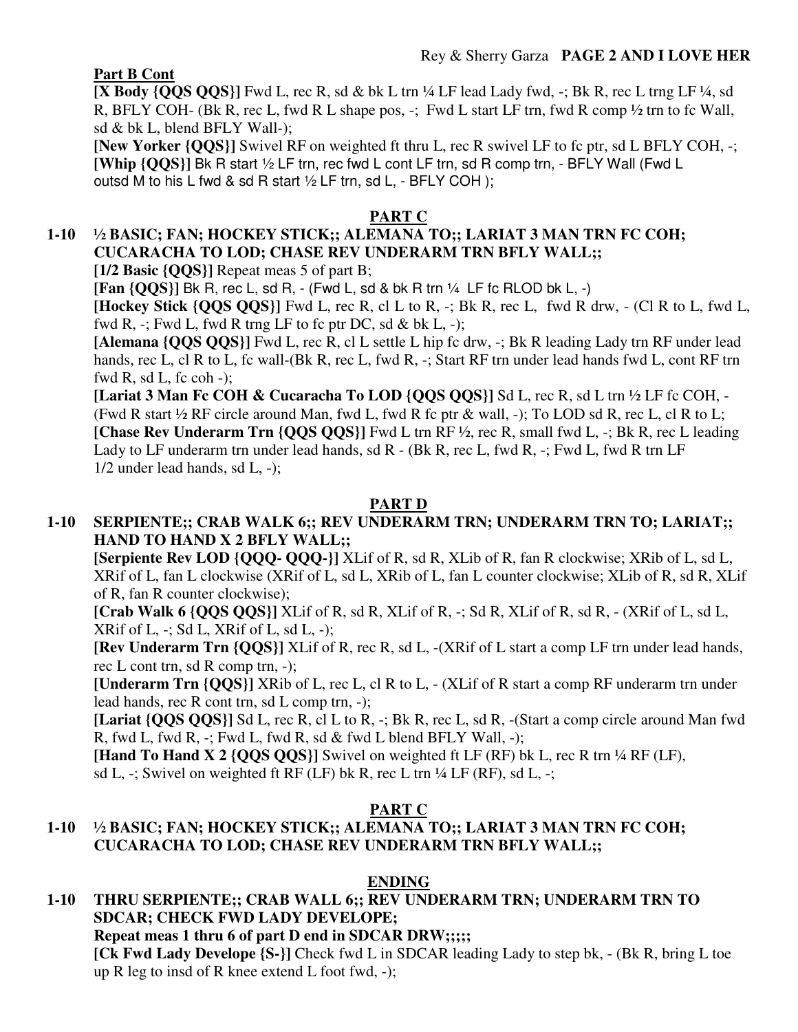**Part B Cont**

**[X Body {QQS QQS}]** Fwd L, rec R, sd & bk L trn ¼ LF lead Lady fwd, -; Bk R, rec L trng LF ¼, sd R, BFLY COH- (Bk R, rec L, fwd R L shape pos, -; Fwd L start LF trn, fwd R comp ½ trn to fc Wall, sd & bk L, blend BFLY Wall-);

**[New Yorker {QQS}]** Swivel RF on weighted ft thru L, rec R swivel LF to fc ptr, sd L BFLY COH, -;

**[Whip {QQS}]** Bk R start ½ LF trn, rec fwd L cont LF trn, sd R comp trn, - BFLY Wall (Fwd L outsd M to his L fwd & sd R start ½ LF trn, sd L, - BFLY COH );

## PART C

**1-10 ½ BASIC; FAN; HOCKEY STICK;; ALEMANA TO;; LARIAT 3 MAN TRN FC COH; CUCARACHA TO LOD; CHASE REV UNDERARM TRN BFLY WALL;;**

**[1/2 Basic {QQS}]** Repeat meas 5 of part B;

**[Fan {QQS}]** Bk R, rec L, sd R, - (Fwd L, sd & bk R trn ¼ LF fc RLOD bk L, -)

**[Hockey Stick {QQS QQS}]** Fwd L, rec R, cl L to R, -; Bk R, rec L, fwd R drw, - (Cl R to L, fwd L, fwd R, -; Fwd L, fwd R trng LF to fc ptr DC, sd & bk L, -);

**[Alemana {QQS QQS}]** Fwd L, rec R, cl L settle L hip fc drw, -; Bk R leading Lady trn RF under lead hands, rec L, cl R to L, fc wall-(Bk R, rec L, fwd R, -; Start RF trn under lead hands fwd L, cont RF trn fwd R, sd L, fc coh -);

**[Lariat 3 Man Fc COH & Cucaracha To LOD {QQS QQS}]** Sd L, rec R, sd L trn ½ LF fc COH, - (Fwd R start ½ RF circle around Man, fwd L, fwd R fc ptr & wall, -); To LOD sd R, rec L, cl R to L;

**[Chase Rev Underarm Trn {QQS QQS}]** Fwd L trn RF ½, rec R, small fwd L, -; Bk R, rec L leading Lady to LF underarm trn under lead hands, sd R - (Bk R, rec L, fwd R, -; Fwd L, fwd R trn LF 1/2 under lead hands, sd L, -);

## PART D

**1-10 SERPIENTE;; CRAB WALK 6;; REV UNDERARM TRN; UNDERARM TRN TO; LARIAT;; HAND TO HAND X 2 BFLY WALL;;**

**[Serpiente Rev LOD {QQQ- QQQ-}]** XLif of R, sd R, XLib of R, fan R clockwise; XRib of L, sd L, XRif of L, fan L clockwise (XRif of L, sd L, XRib of L, fan L counter clockwise; XLib of R, sd R, XLif of R, fan R counter clockwise);

**[Crab Walk 6 {QQS QQS}]** XLif of R, sd R, XLif of R, -; Sd R, XLif of R, sd R, - (XRif of L, sd L, XRif of L, -; Sd L, XRif of L, sd L, -);

**[Rev Underarm Trn {QQS}]** XLif of R, rec R, sd L, -(XRif of L start a comp LF trn under lead hands, rec L cont trn, sd R comp trn, -);

**[Underarm Trn {QQS}]** XRib of L, rec L, cl R to L, - (XLif of R start a comp RF underarm trn under lead hands, rec R cont trn, sd L comp trn, -);

**[Lariat {QQS QQS}]** Sd L, rec R, cl L to R, -; Bk R, rec L, sd R, -(Start a comp circle around Man fwd R, fwd L, fwd R, -; Fwd L, fwd R, sd & fwd L blend BFLY Wall, -);

**[Hand To Hand X 2 {QQS QQS}]** Swivel on weighted ft LF (RF) bk L, rec R trn ¼ RF (LF), sd L, -; Swivel on weighted ft RF (LF) bk R, rec L trn ¼ LF (RF), sd L, -;

## PART C

**1-10 ½ BASIC; FAN; HOCKEY STICK;; ALEMANA TO;; LARIAT 3 MAN TRN FC COH; CUCARACHA TO LOD; CHASE REV UNDERARM TRN BFLY WALL;;**

## ENDING

**1-10 THRU SERPIENTE;; CRAB WALL 6;; REV UNDERARM TRN; UNDERARM TRN TO SDCAR; CHECK FWD LADY DEVELOPE;**

**Repeat meas 1 thru 6 of part D end in SDCAR DRW;;;;;**

**[Ck Fwd Lady Develope {S-}]** Check fwd L in SDCAR leading Lady to step bk, - (Bk R, bring L toe up R leg to insd of R knee extend L foot fwd, -);